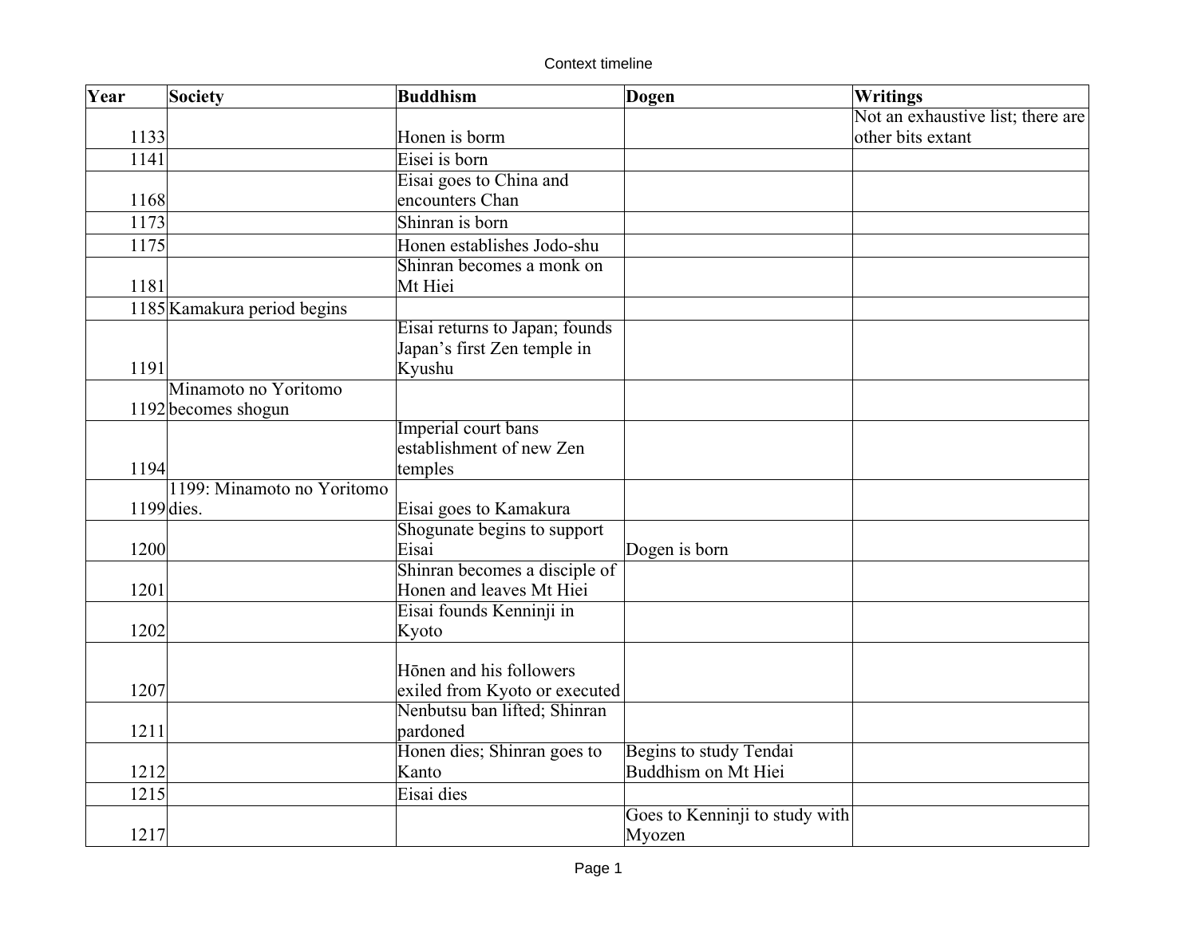Context timeline

| Year | Society | Buddhism | Dogen | Writings |
|---|---|---|---|---|
| 1133 | | Honen is borm | | Not an exhaustive list; there are other bits extant |
| 1141 | | Eisei is born | | |
| 1168 | | Eisai goes to China and encounters Chan | | |
| 1173 | | Shinran is born | | |
| 1175 | | Honen establishes Jodo-shu | | |
| 1181 | | Shinran becomes a monk on Mt Hiei | | |
| 1185 | Kamakura period begins | | | |
| 1191 | | Eisai returns to Japan; founds Japan's first Zen temple in Kyushu | | |
| 1192 | Minamoto no Yoritomo becomes shogun | | | |
| 1194 | | Imperial court bans establishment of new Zen temples | | |
| 1199 | 1199: Minamoto no Yoritomo dies. | Eisai goes to Kamakura | | |
| 1200 | | Shogunate begins to support Eisai | Dogen is born | |
| 1201 | | Shinran becomes a disciple of Honen and leaves Mt Hiei | | |
| 1202 | | Eisai founds Kenninji in Kyoto | | |
| 1207 | | Hōnen and his followers exiled from Kyoto or executed | | |
| 1211 | | Nenbutsu ban lifted; Shinran pardoned | | |
| 1212 | | Honen dies; Shinran goes to Kanto | Begins to study Tendai Buddhism on Mt Hiei | |
| 1215 | | Eisai dies | | |
| 1217 | | | Goes to Kenninji to study with Myozen | |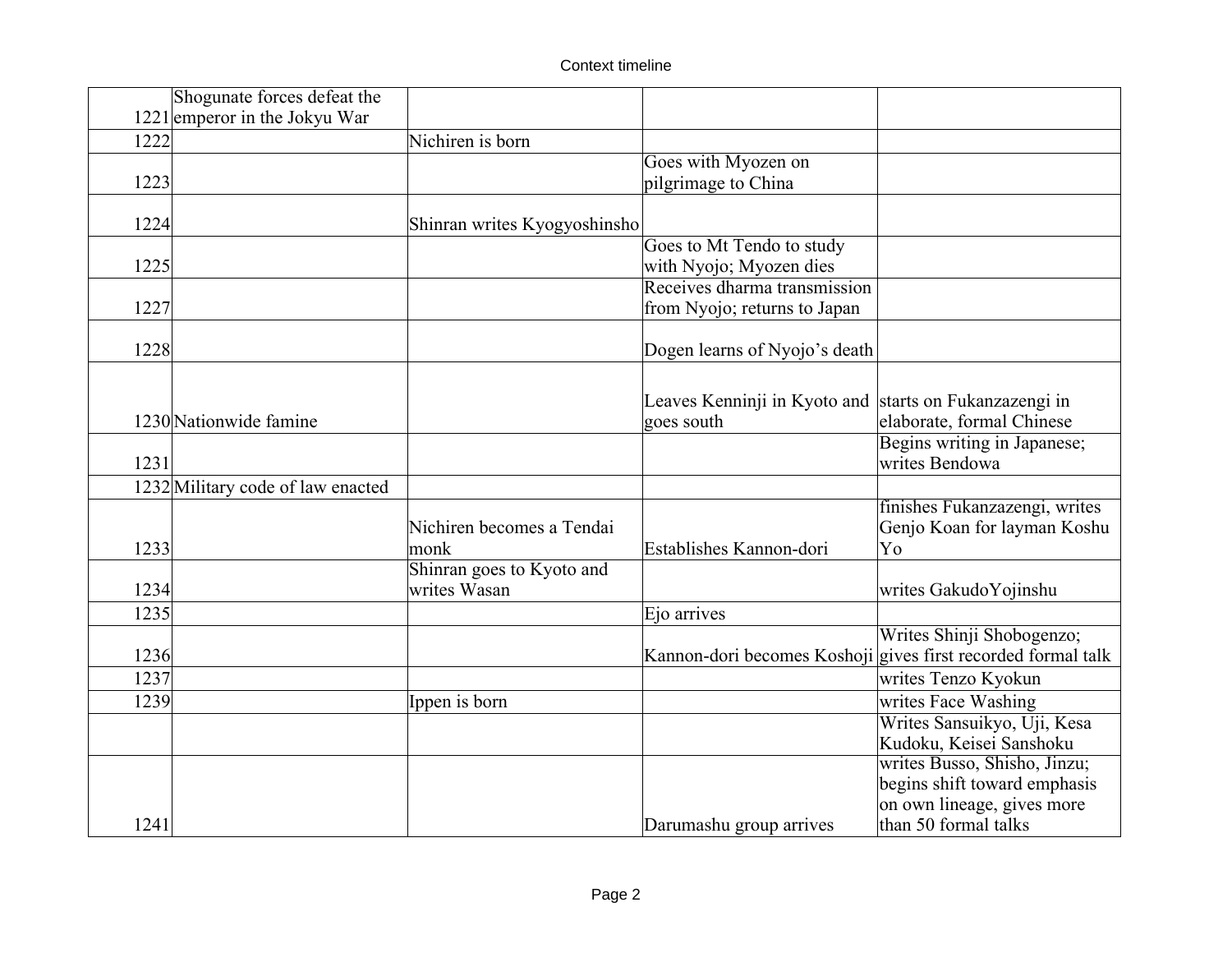Context timeline

| | | | | |
|---|---|---|---|---|
| 1221 | Shogunate forces defeat the emperor in the Jokyu War | | | |
| 1222 | | Nichiren is born | | |
| 1223 | | | Goes with Myozen on pilgrimage to China | |
| 1224 | | Shinran writes Kyogyoshinsho | | |
| 1225 | | | Goes to Mt Tendo to study with Nyojo; Myozen dies | |
| 1227 | | | Receives dharma transmission from Nyojo; returns to Japan | |
| 1228 | | | Dogen learns of Nyojo's death | |
| 1230 | Nationwide famine | | Leaves Kenninji in Kyoto and goes south | starts on Fukanzazengi in elaborate, formal Chinese |
| 1231 | | | | Begins writing in Japanese; writes Bendowa |
| 1232 | Military code of law enacted | | | |
| 1233 | | Nichiren becomes a Tendai monk | Establishes Kannon-dori | finishes Fukanzazengi, writes Genjo Koan for layman Koshu Yo |
| 1234 | | Shinran goes to Kyoto and writes Wasan | | writes GakudoYojinshu |
| 1235 | | | Ejo arrives | |
| 1236 | | | Kannon-dori becomes Koshoji | Writes Shinji Shobogenzo; gives first recorded formal talk |
| 1237 | | | | writes Tenzo Kyokun |
| 1239 | | Ippen is born | | writes Face Washing |
| | | | | Writes Sansuikyo, Uji, Kesa Kudoku, Keisei Sanshoku |
| 1241 | | | Darumashu group arrives | writes Busso, Shisho, Jinzu; begins shift toward emphasis on own lineage, gives more than 50 formal talks |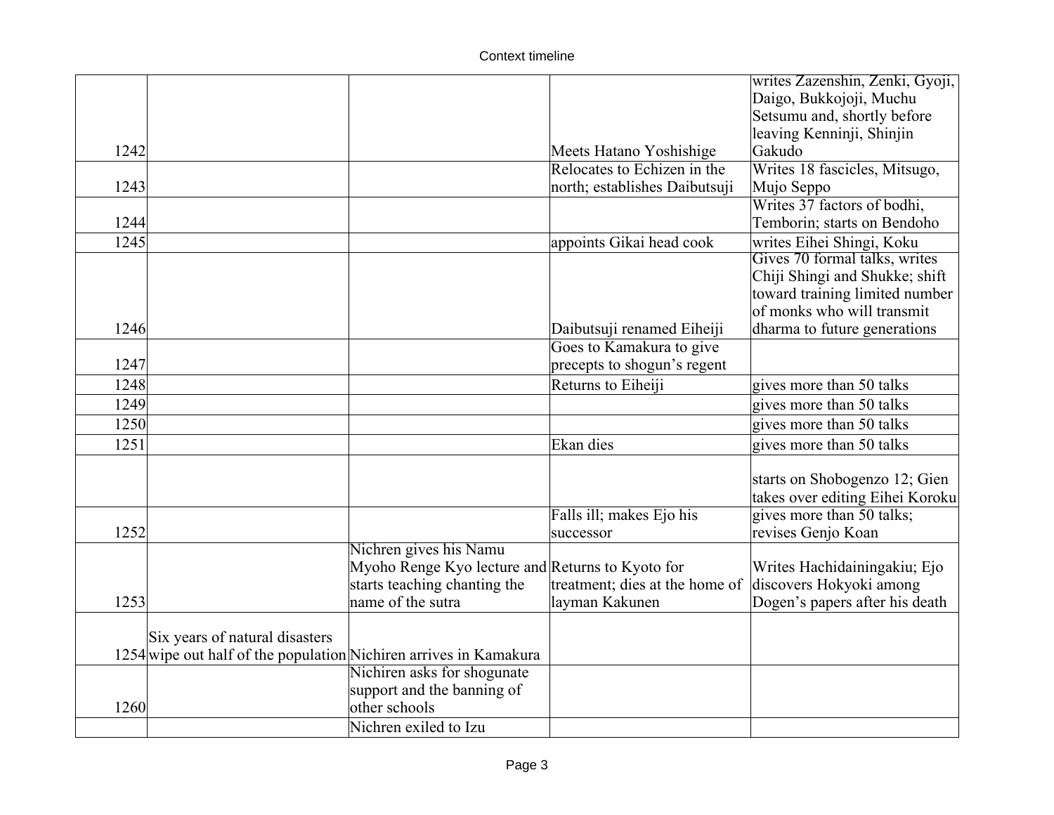| | | | | |
|---|---|---|---|---|
| 1242 | | | Meets Hatano Yoshishige | writes Zazenshin, Zenki, Gyoji, Daigo, Bukkojoji, Muchu Setsumu and, shortly before leaving Kenninji, Shinjin Gakudo |
| 1243 | | | Relocates to Echizen in the north; establishes Daibutsuji | Writes 18 fascicles, Mitsugo, Mujo Seppo |
| 1244 | | | | Writes 37 factors of bodhi, Temborin; starts on Bendoho |
| 1245 | | | appoints Gikai head cook | writes Eihei Shingi, Koku |
| 1246 | | | Daibutsuji renamed Eiheiji | Gives 70 formal talks, writes Chiji Shingi and Shukke; shift toward training limited number of monks who will transmit dharma to future generations |
| 1247 | | | Goes to Kamakura to give precepts to shogun's regent | |
| 1248 | | | Returns to Eiheiji | gives more than 50 talks |
| 1249 | | | | gives more than 50 talks |
| 1250 | | | | gives more than 50 talks |
| 1251 | | | Ekan dies | gives more than 50 talks |
| | | | | starts on Shobogenzo 12; Gien takes over editing Eihei Koroku |
| 1252 | | | Falls ill; makes Ejo his successor | gives more than 50 talks; revises Genjo Koan |
| 1253 | | Nichren gives his Namu Myoho Renge Kyo lecture and starts teaching chanting the name of the sutra | Returns to Kyoto for treatment; dies at the home of layman Kakunen | Writes Hachidainingakiu; Ejo discovers Hokyoki among Dogen's papers after his death |
| 1254 | Six years of natural disasters wipe out half of the population | Nichiren arrives in Kamakura | | |
| 1260 | | Nichiren asks for shogunate support and the banning of other schools | | |
| | | Nichren exiled to Izu | | |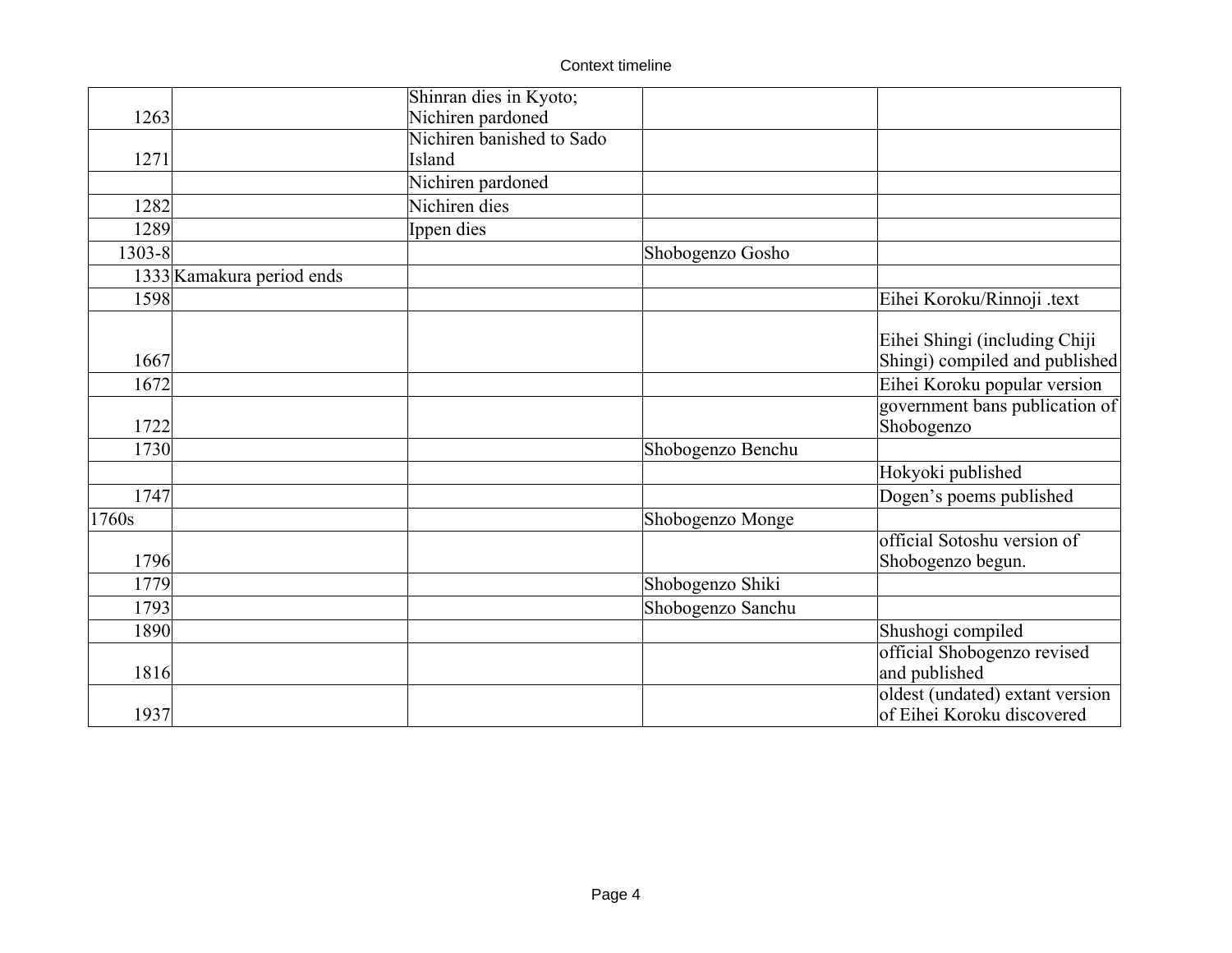Context timeline

| | | | | |
|---|---|---|---|---|
| 1263 | | Shinran dies in Kyoto; Nichiren pardoned | | |
| 1271 | | Nichiren banished to Sado Island | | |
| | | Nichiren pardoned | | |
| 1282 | | Nichiren dies | | |
| 1289 | | Ippen dies | | |
| 1303-8 | | | Shobogenzo Gosho | |
| 1333 | Kamakura period ends | | | |
| 1598 | | | | Eihei Koroku/Rinnoji .text |
| 1667 | | | | Eihei Shingi (including Chiji Shingi) compiled and published |
| 1672 | | | | Eihei Koroku popular version |
| 1722 | | | | government bans publication of Shobogenzo |
| 1730 | | | Shobogenzo Benchu | |
| | | | | Hokyoki published |
| 1747 | | | | Dogen's poems published |
| 1760s | | | Shobogenzo Monge | |
| 1796 | | | | official Sotoshu version of Shobogenzo begun. |
| 1779 | | | Shobogenzo Shiki | |
| 1793 | | | Shobogenzo Sanchu | |
| 1890 | | | | Shushogi compiled |
| 1816 | | | | official Shobogenzo revised and published |
| 1937 | | | | oldest (undated) extant version of Eihei Koroku discovered |